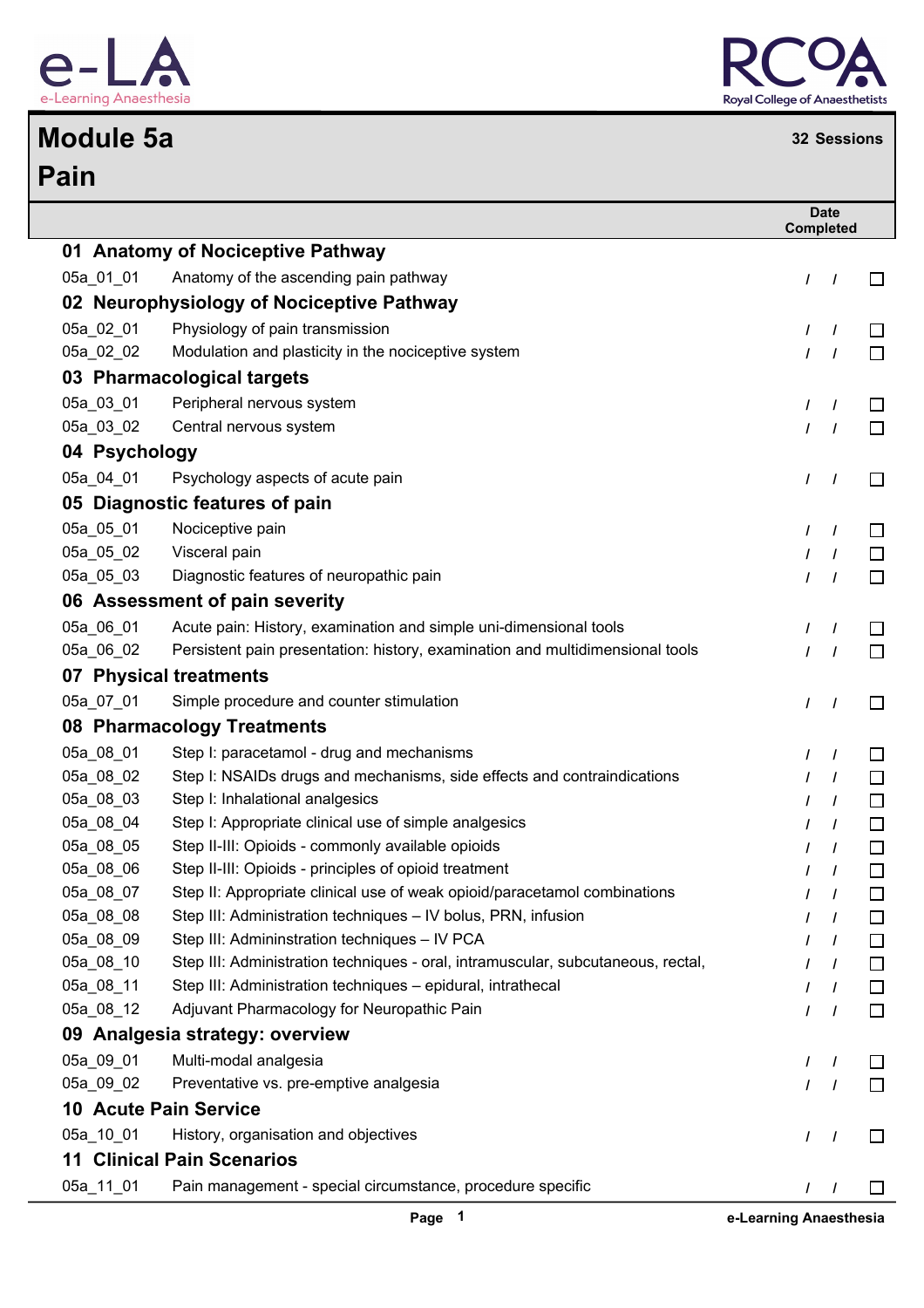# Module 5a

# Pain

**32 Sessions**

| | | Date Completed |
|---|---|---|
| **01 Anatomy of Nociceptive Pathway** | | |
| 05a_01_01 | Anatomy of the ascending pain pathway | / / ☐ |
| **02 Neurophysiology of Nociceptive Pathway** | | |
| 05a_02_01 | Physiology of pain transmission | / / ☐ |
| 05a_02_02 | Modulation and plasticity in the nociceptive system | / / ☐ |
| **03 Pharmacological targets** | | |
| 05a_03_01 | Peripheral nervous system | / / ☐ |
| 05a_03_02 | Central nervous system | / / ☐ |
| **04 Psychology** | | |
| 05a_04_01 | Psychology aspects of acute pain | / / ☐ |
| **05 Diagnostic features of pain** | | |
| 05a_05_01 | Nociceptive pain | / / ☐ |
| 05a_05_02 | Visceral pain | / / ☐ |
| 05a_05_03 | Diagnostic features of neuropathic pain | / / ☐ |
| **06 Assessment of pain severity** | | |
| 05a_06_01 | Acute pain: History, examination and simple uni-dimensional tools | / / ☐ |
| 05a_06_02 | Persistent pain presentation: history, examination and multidimensional tools | / / ☐ |
| **07 Physical treatments** | | |
| 05a_07_01 | Simple procedure and counter stimulation | / / ☐ |
| **08 Pharmacology Treatments** | | |
| 05a_08_01 | Step I: paracetamol - drug and mechanisms | / / ☐ |
| 05a_08_02 | Step I: NSAIDs drugs and mechanisms, side effects and contraindications | / / ☐ |
| 05a_08_03 | Step I: Inhalational analgesics | / / ☐ |
| 05a_08_04 | Step I: Appropriate clinical use of simple analgesics | / / ☐ |
| 05a_08_05 | Step II-III: Opioids - commonly available opioids | / / ☐ |
| 05a_08_06 | Step II-III: Opioids - principles of opioid treatment | / / ☐ |
| 05a_08_07 | Step II: Appropriate clinical use of weak opioid/paracetamol combinations | / / ☐ |
| 05a_08_08 | Step III: Administration techniques – IV bolus, PRN, infusion | / / ☐ |
| 05a_08_09 | Step III: Admininstration techniques – IV PCA | / / ☐ |
| 05a_08_10 | Step III: Administration techniques - oral, intramuscular, subcutaneous, rectal, | / / ☐ |
| 05a_08_11 | Step III: Administration techniques – epidural, intrathecal | / / ☐ |
| 05a_08_12 | Adjuvant Pharmacology for Neuropathic Pain | / / ☐ |
| **09 Analgesia strategy: overview** | | |
| 05a_09_01 | Multi-modal analgesia | / / ☐ |
| 05a_09_02 | Preventative vs. pre-emptive analgesia | / / ☐ |
| **10 Acute Pain Service** | | |
| 05a_10_01 | History, organisation and objectives | / / ☐ |
| **11 Clinical Pain Scenarios** | | |
| 05a_11_01 | Pain management - special circumstance, procedure specific | / / ☐ |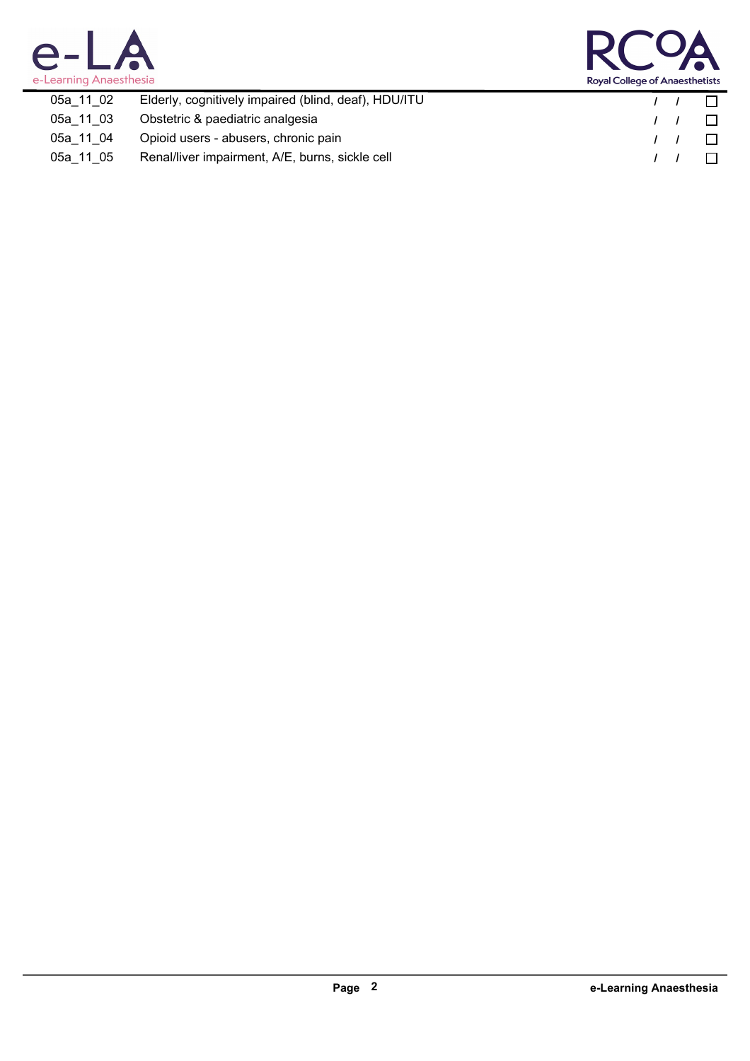| | | | |
|---|---|---|---|
| 05a_11_02 | Elderly, cognitively impaired (blind, deaf), HDU/ITU | / / | ☐ |
| 05a_11_03 | Obstetric & paediatric analgesia | / / | ☐ |
| 05a_11_04 | Opioid users - abusers, chronic pain | / / | ☐ |
| 05a_11_05 | Renal/liver impairment, A/E, burns, sickle cell | / / | ☐ |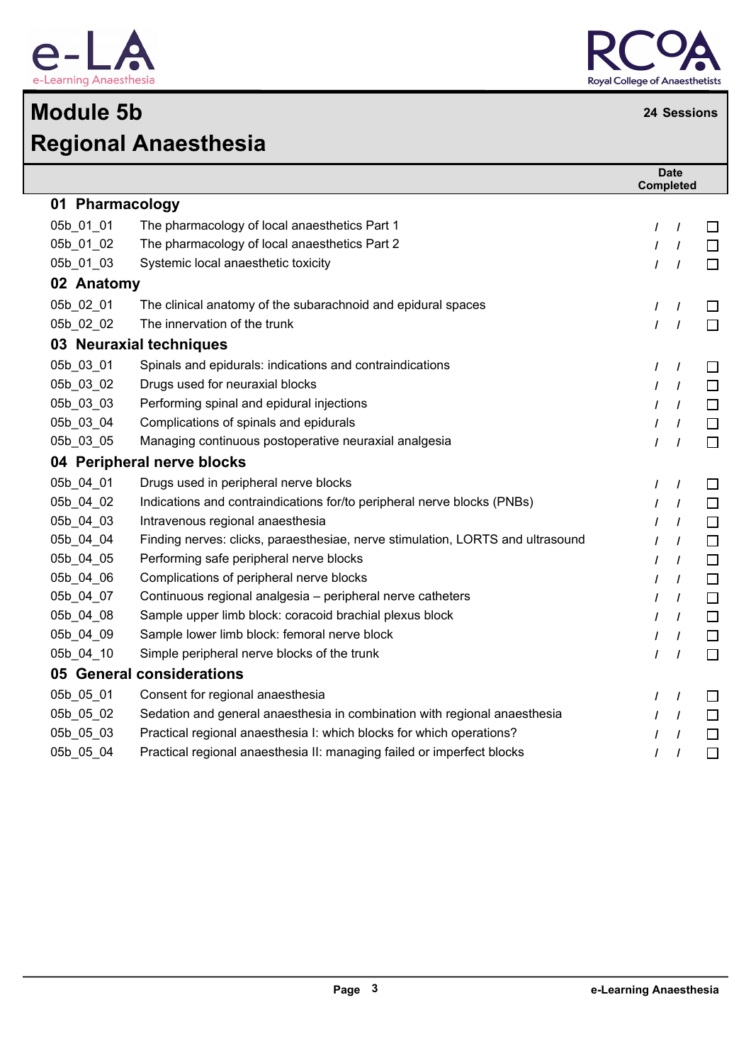# Module 5b

# Regional Anaesthesia

**24 Sessions**

| | | Date Completed |
|---|---|---|
| **01 Pharmacology** | | |
| 05b_01_01 | The pharmacology of local anaesthetics Part 1 | / / ☐ |
| 05b_01_02 | The pharmacology of local anaesthetics Part 2 | / / ☐ |
| 05b_01_03 | Systemic local anaesthetic toxicity | / / ☐ |
| **02 Anatomy** | | |
| 05b_02_01 | The clinical anatomy of the subarachnoid and epidural spaces | / / ☐ |
| 05b_02_02 | The innervation of the trunk | / / ☐ |
| **03 Neuraxial techniques** | | |
| 05b_03_01 | Spinals and epidurals: indications and contraindications | / / ☐ |
| 05b_03_02 | Drugs used for neuraxial blocks | / / ☐ |
| 05b_03_03 | Performing spinal and epidural injections | / / ☐ |
| 05b_03_04 | Complications of spinals and epidurals | / / ☐ |
| 05b_03_05 | Managing continuous postoperative neuraxial analgesia | / / ☐ |
| **04 Peripheral nerve blocks** | | |
| 05b_04_01 | Drugs used in peripheral nerve blocks | / / ☐ |
| 05b_04_02 | Indications and contraindications for/to peripheral nerve blocks (PNBs) | / / ☐ |
| 05b_04_03 | Intravenous regional anaesthesia | / / ☐ |
| 05b_04_04 | Finding nerves: clicks, paraesthesiae, nerve stimulation, LORTS and ultrasound | / / ☐ |
| 05b_04_05 | Performing safe peripheral nerve blocks | / / ☐ |
| 05b_04_06 | Complications of peripheral nerve blocks | / / ☐ |
| 05b_04_07 | Continuous regional analgesia – peripheral nerve catheters | / / ☐ |
| 05b_04_08 | Sample upper limb block: coracoid brachial plexus block | / / ☐ |
| 05b_04_09 | Sample lower limb block: femoral nerve block | / / ☐ |
| 05b_04_10 | Simple peripheral nerve blocks of the trunk | / / ☐ |
| **05 General considerations** | | |
| 05b_05_01 | Consent for regional anaesthesia | / / ☐ |
| 05b_05_02 | Sedation and general anaesthesia in combination with regional anaesthesia | / / ☐ |
| 05b_05_03 | Practical regional anaesthesia I: which blocks for which operations? | / / ☐ |
| 05b_05_04 | Practical regional anaesthesia II: managing failed or imperfect blocks | / / ☐ |